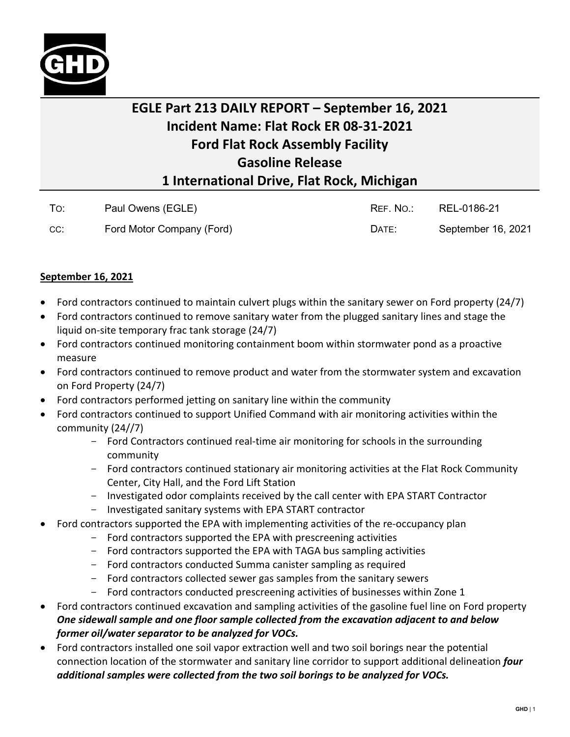# EGLE Part 213 DAILY REPORT – September 16, 2021
# Incident Name: Flat Rock ER 08-31-2021
# Ford Flat Rock Assembly Facility
# Gasoline Release
# 1 International Drive, Flat Rock, Michigan

| | | | |
|---|---|---|---|
| To: | Paul Owens (EGLE) | Ref. No.: | REL-0186-21 |
| cc: | Ford Motor Company (Ford) | Date: | September 16, 2021 |

**September 16, 2021**

- Ford contractors continued to maintain culvert plugs within the sanitary sewer on Ford property (24/7)
- Ford contractors continued to remove sanitary water from the plugged sanitary lines and stage the liquid on-site temporary frac tank storage (24/7)
- Ford contractors continued monitoring containment boom within stormwater pond as a proactive measure
- Ford contractors continued to remove product and water from the stormwater system and excavation on Ford Property (24/7)
- Ford contractors performed jetting on sanitary line within the community
- Ford contractors continued to support Unified Command with air monitoring activities within the community (24//7)
  - Ford Contractors continued real-time air monitoring for schools in the surrounding community
  - Ford contractors continued stationary air monitoring activities at the Flat Rock Community Center, City Hall, and the Ford Lift Station
  - Investigated odor complaints received by the call center with EPA START Contractor
  - Investigated sanitary systems with EPA START contractor
- Ford contractors supported the EPA with implementing activities of the re-occupancy plan
  - Ford contractors supported the EPA with prescreening activities
  - Ford contractors supported the EPA with TAGA bus sampling activities
  - Ford contractors conducted Summa canister sampling as required
  - Ford contractors collected sewer gas samples from the sanitary sewers
  - Ford contractors conducted prescreening activities of businesses within Zone 1
- Ford contractors continued excavation and sampling activities of the gasoline fuel line on Ford property ***One sidewall sample and one floor sample collected from the excavation adjacent to and below former oil/water separator to be analyzed for VOCs.***
- Ford contractors installed one soil vapor extraction well and two soil borings near the potential connection location of the stormwater and sanitary line corridor to support additional delineation ***four additional samples were collected from the two soil borings to be analyzed for VOCs.***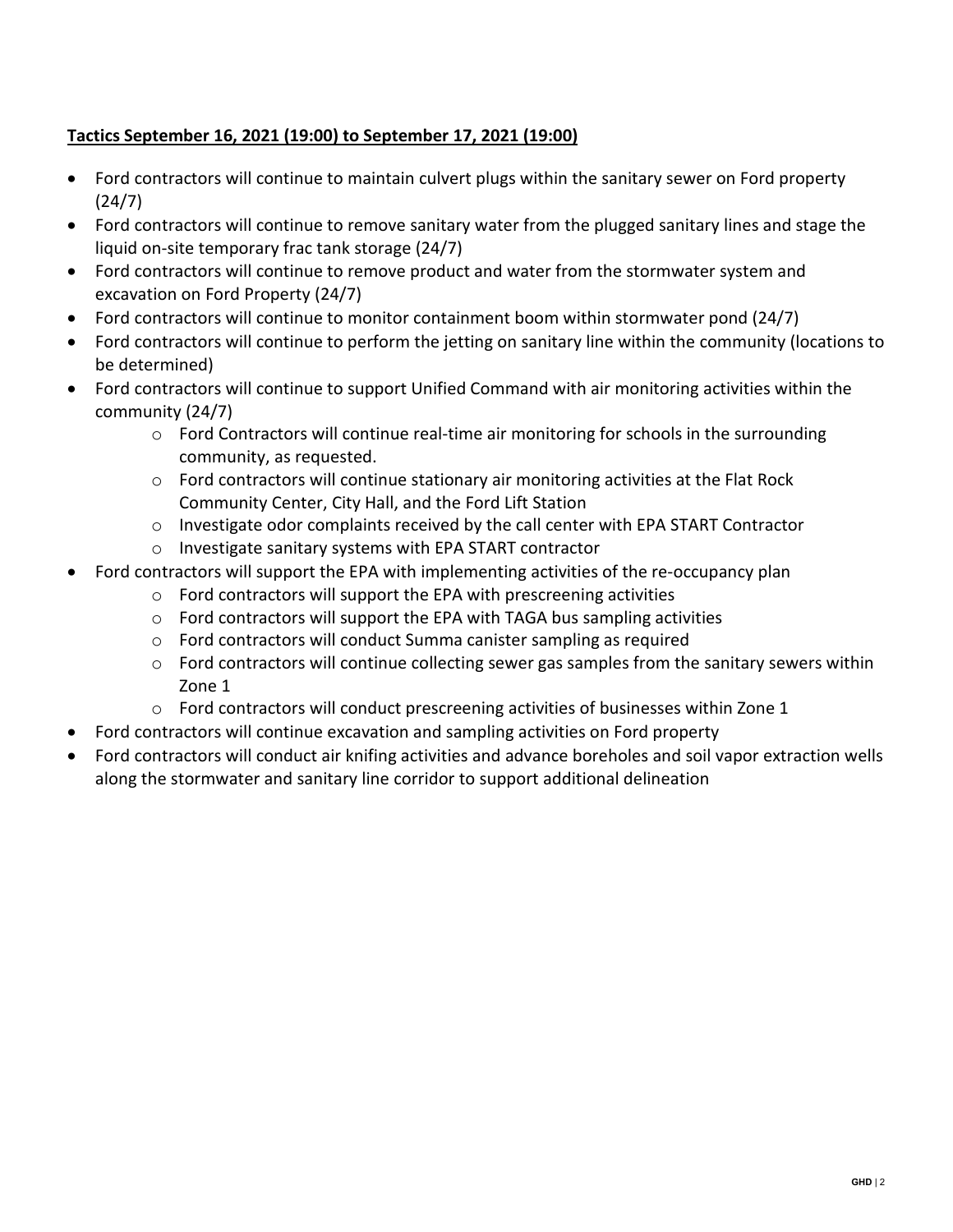**Tactics September 16, 2021 (19:00) to September 17, 2021 (19:00)**

- Ford contractors will continue to maintain culvert plugs within the sanitary sewer on Ford property (24/7)
- Ford contractors will continue to remove sanitary water from the plugged sanitary lines and stage the liquid on-site temporary frac tank storage (24/7)
- Ford contractors will continue to remove product and water from the stormwater system and excavation on Ford Property (24/7)
- Ford contractors will continue to monitor containment boom within stormwater pond (24/7)
- Ford contractors will continue to perform the jetting on sanitary line within the community (locations to be determined)
- Ford contractors will continue to support Unified Command with air monitoring activities within the community (24/7)
    - Ford Contractors will continue real-time air monitoring for schools in the surrounding community, as requested.
    - Ford contractors will continue stationary air monitoring activities at the Flat Rock Community Center, City Hall, and the Ford Lift Station
    - Investigate odor complaints received by the call center with EPA START Contractor
    - Investigate sanitary systems with EPA START contractor
- Ford contractors will support the EPA with implementing activities of the re-occupancy plan
    - Ford contractors will support the EPA with prescreening activities
    - Ford contractors will support the EPA with TAGA bus sampling activities
    - Ford contractors will conduct Summa canister sampling as required
    - Ford contractors will continue collecting sewer gas samples from the sanitary sewers within Zone 1
    - Ford contractors will conduct prescreening activities of businesses within Zone 1
- Ford contractors will continue excavation and sampling activities on Ford property
- Ford contractors will conduct air knifing activities and advance boreholes and soil vapor extraction wells along the stormwater and sanitary line corridor to support additional delineation